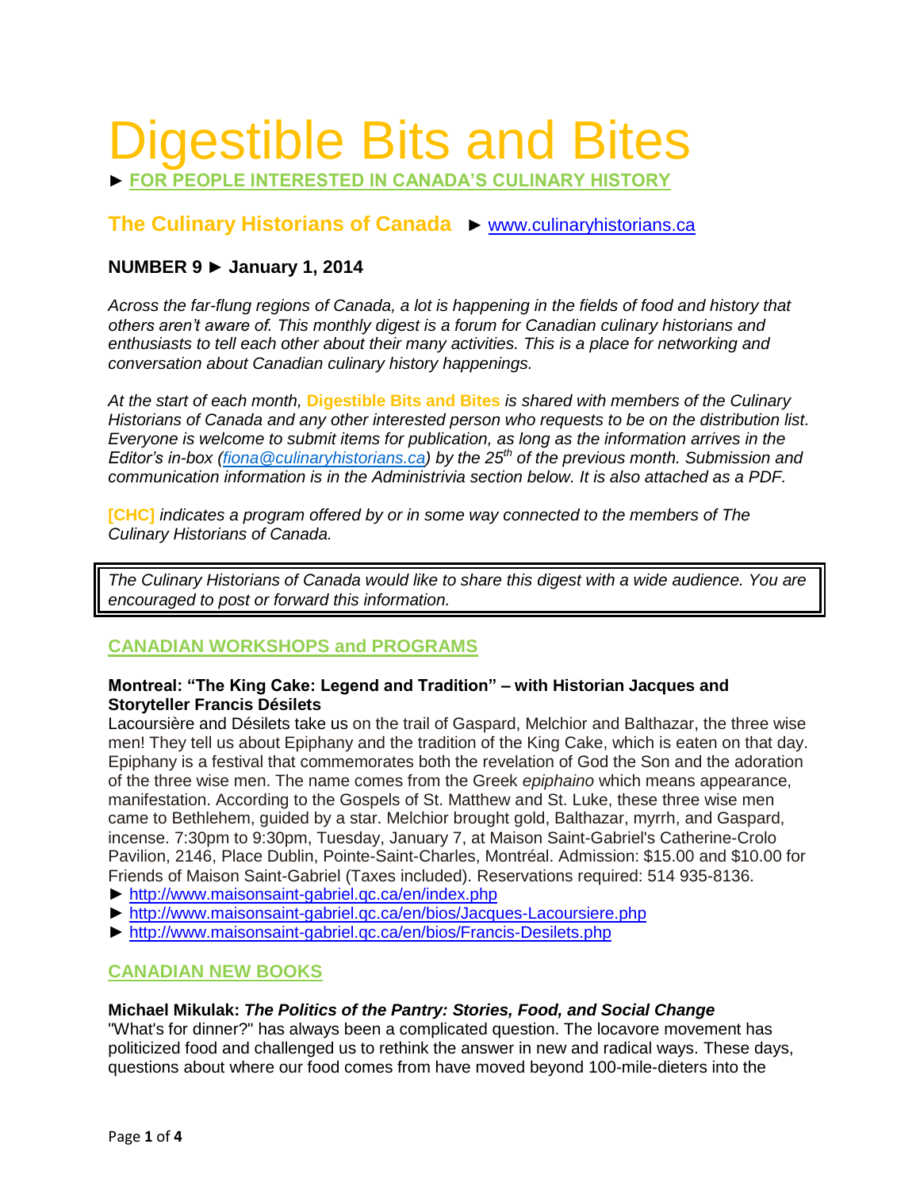# Digestible Bits and Bites

► **FOR PEOPLE INTERESTED IN CANADA'S CULINARY HISTORY**

## The Culinary Historians of Canada ► www.culinaryhistorians.ca

**NUMBER 9 ► January 1, 2014**

*Across the far-flung regions of Canada, a lot is happening in the fields of food and history that others aren't aware of. This monthly digest is a forum for Canadian culinary historians and enthusiasts to tell each other about their many activities. This is a place for networking and conversation about Canadian culinary history happenings.*

*At the start of each month,* **Digestible Bits and Bites** *is shared with members of the Culinary Historians of Canada and any other interested person who requests to be on the distribution list. Everyone is welcome to submit items for publication, as long as the information arrives in the Editor's in-box (fiona@culinaryhistorians.ca) by the 25th of the previous month. Submission and communication information is in the Administrivia section below. It is also attached as a PDF.*

**[CHC]** *indicates a program offered by or in some way connected to the members of The Culinary Historians of Canada.*

*The Culinary Historians of Canada would like to share this digest with a wide audience. You are encouraged to post or forward this information.*

## CANADIAN WORKSHOPS and PROGRAMS

**Montreal: "The King Cake: Legend and Tradition" – with Historian Jacques and Storyteller Francis Désilets**

Lacoursière and Désilets take us on the trail of Gaspard, Melchior and Balthazar, the three wise men! They tell us about Epiphany and the tradition of the King Cake, which is eaten on that day. Epiphany is a festival that commemorates both the revelation of God the Son and the adoration of the three wise men. The name comes from the Greek *epiphaino* which means appearance, manifestation. According to the Gospels of St. Matthew and St. Luke, these three wise men came to Bethlehem, guided by a star. Melchior brought gold, Balthazar, myrrh, and Gaspard, incense. 7:30pm to 9:30pm, Tuesday, January 7, at Maison Saint-Gabriel's Catherine-Crolo Pavilion, 2146, Place Dublin, Pointe-Saint-Charles, Montréal. Admission: $15.00 and $10.00 for Friends of Maison Saint-Gabriel (Taxes included). Reservations required: 514 935-8136.

► http://www.maisonsaint-gabriel.qc.ca/en/index.php
► http://www.maisonsaint-gabriel.qc.ca/en/bios/Jacques-Lacoursiere.php
► http://www.maisonsaint-gabriel.qc.ca/en/bios/Francis-Desilets.php

## CANADIAN NEW BOOKS

**Michael Mikulak: *The Politics of the Pantry: Stories, Food, and Social Change***

"What's for dinner?" has always been a complicated question. The locavore movement has politicized food and challenged us to rethink the answer in new and radical ways. These days, questions about where our food comes from have moved beyond 100-mile-dieters into the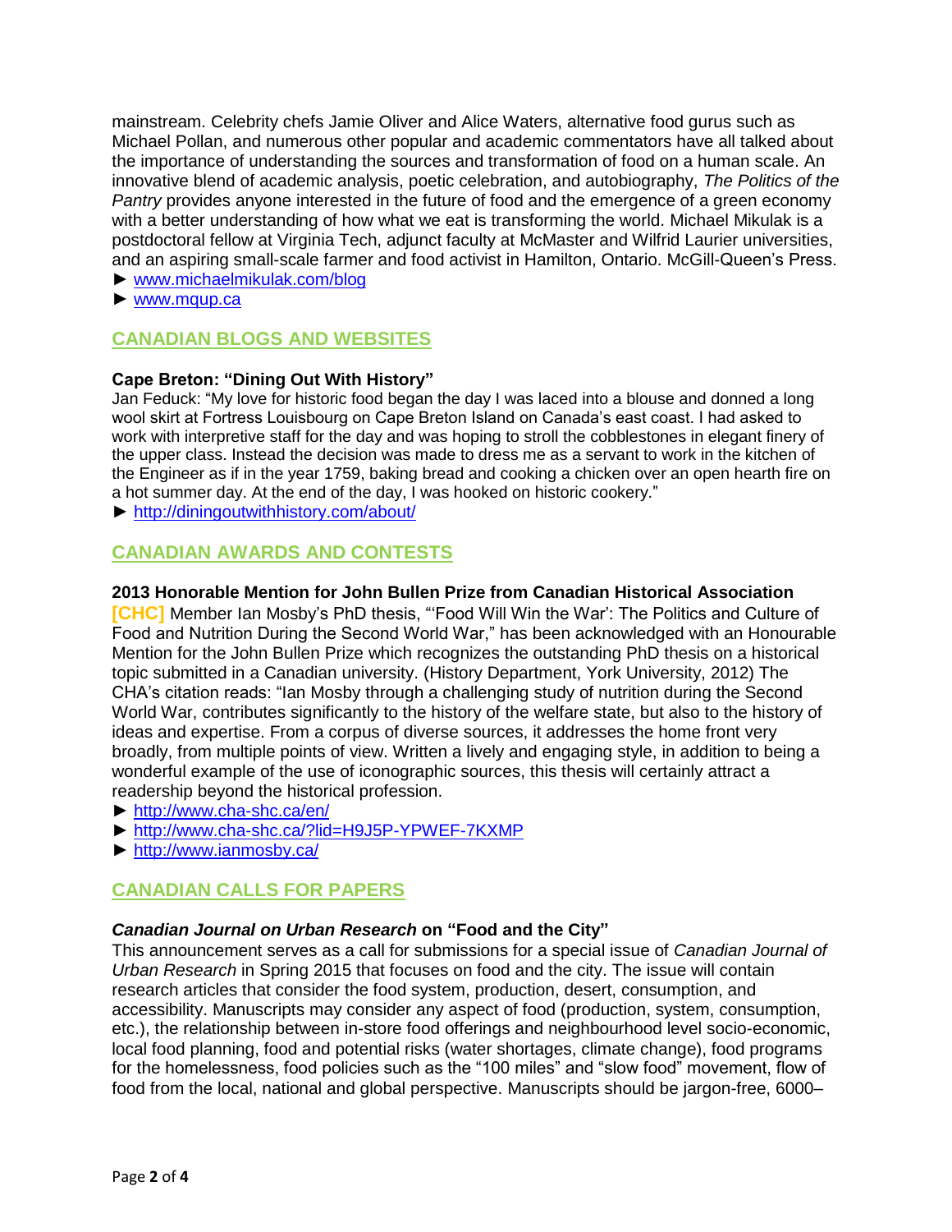mainstream. Celebrity chefs Jamie Oliver and Alice Waters, alternative food gurus such as Michael Pollan, and numerous other popular and academic commentators have all talked about the importance of understanding the sources and transformation of food on a human scale. An innovative blend of academic analysis, poetic celebration, and autobiography, *The Politics of the Pantry* provides anyone interested in the future of food and the emergence of a green economy with a better understanding of how what we eat is transforming the world. Michael Mikulak is a postdoctoral fellow at Virginia Tech, adjunct faculty at McMaster and Wilfrid Laurier universities, and an aspiring small-scale farmer and food activist in Hamilton, Ontario. McGill-Queen's Press.

► www.michaelmikulak.com/blog

► www.mqup.ca

## CANADIAN BLOGS AND WEBSITES

**Cape Breton: "Dining Out With History"**

Jan Feduck: "My love for historic food began the day I was laced into a blouse and donned a long wool skirt at Fortress Louisbourg on Cape Breton Island on Canada's east coast. I had asked to work with interpretive staff for the day and was hoping to stroll the cobblestones in elegant finery of the upper class. Instead the decision was made to dress me as a servant to work in the kitchen of the Engineer as if in the year 1759, baking bread and cooking a chicken over an open hearth fire on a hot summer day. At the end of the day, I was hooked on historic cookery."

► http://diningoutwithhistory.com/about/

## CANADIAN AWARDS AND CONTESTS

**2013 Honorable Mention for John Bullen Prize from Canadian Historical Association**

**[CHC]** Member Ian Mosby's PhD thesis, "'Food Will Win the War': The Politics and Culture of Food and Nutrition During the Second World War," has been acknowledged with an Honourable Mention for the John Bullen Prize which recognizes the outstanding PhD thesis on a historical topic submitted in a Canadian university. (History Department, York University, 2012) The CHA's citation reads: "Ian Mosby through a challenging study of nutrition during the Second World War, contributes significantly to the history of the welfare state, but also to the history of ideas and expertise. From a corpus of diverse sources, it addresses the home front very broadly, from multiple points of view. Written a lively and engaging style, in addition to being a wonderful example of the use of iconographic sources, this thesis will certainly attract a readership beyond the historical profession.

► http://www.cha-shc.ca/en/

► http://www.cha-shc.ca/?lid=H9J5P-YPWEF-7KXMP

► http://www.ianmosby.ca/

## CANADIAN CALLS FOR PAPERS

***Canadian Journal on Urban Research* on "Food and the City"**

This announcement serves as a call for submissions for a special issue of *Canadian Journal of Urban Research* in Spring 2015 that focuses on food and the city. The issue will contain research articles that consider the food system, production, desert, consumption, and accessibility. Manuscripts may consider any aspect of food (production, system, consumption, etc.), the relationship between in-store food offerings and neighbourhood level socio-economic, local food planning, food and potential risks (water shortages, climate change), food programs for the homelessness, food policies such as the "100 miles" and "slow food" movement, flow of food from the local, national and global perspective. Manuscripts should be jargon-free, 6000–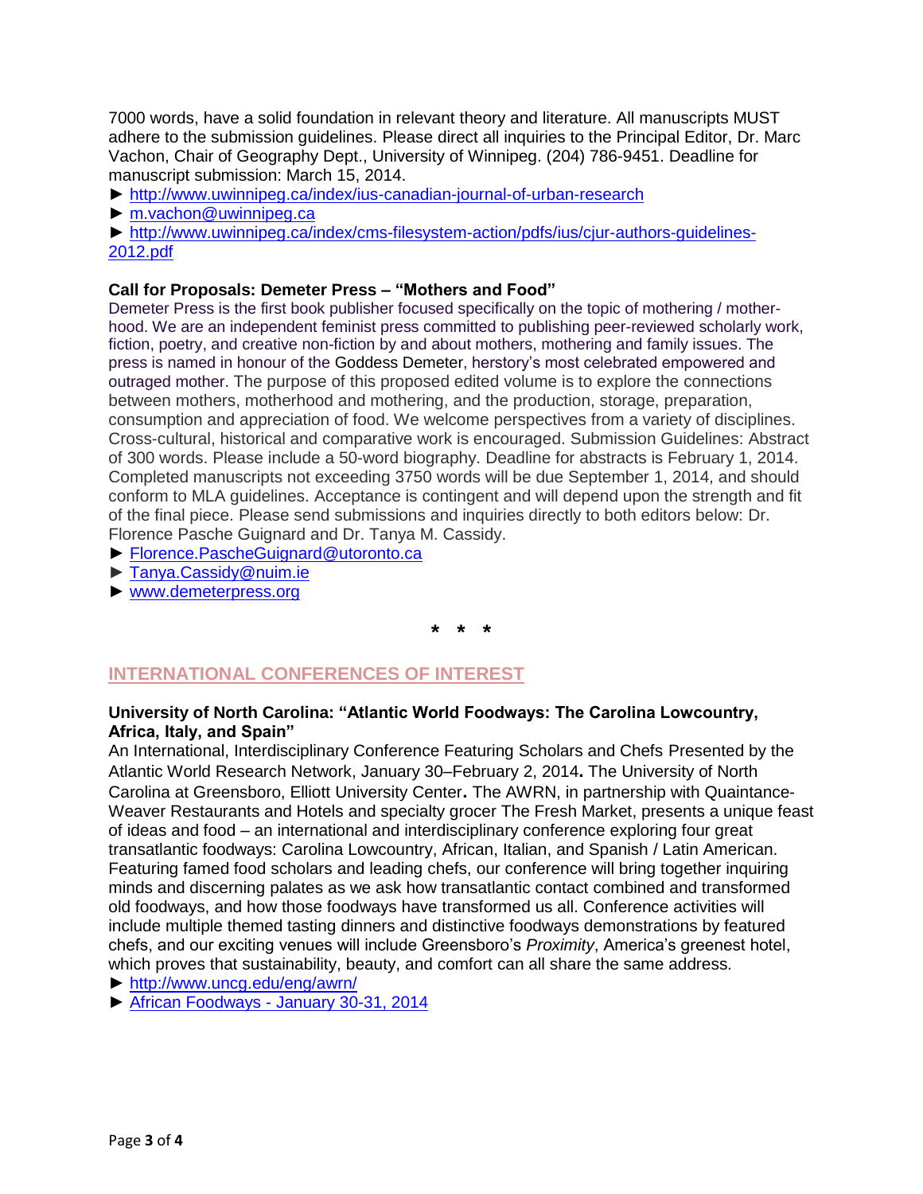7000 words, have a solid foundation in relevant theory and literature. All manuscripts MUST adhere to the submission guidelines. Please direct all inquiries to the Principal Editor, Dr. Marc Vachon, Chair of Geography Dept., University of Winnipeg. (204) 786-9451. Deadline for manuscript submission: March 15, 2014.

► http://www.uwinnipeg.ca/index/ius-canadian-journal-of-urban-research
► m.vachon@uwinnipeg.ca
► http://www.uwinnipeg.ca/index/cms-filesystem-action/pdfs/ius/cjur-authors-guidelines-2012.pdf

**Call for Proposals: Demeter Press – "Mothers and Food"**

Demeter Press is the first book publisher focused specifically on the topic of mothering / mother-hood. We are an independent feminist press committed to publishing peer-reviewed scholarly work, fiction, poetry, and creative non-fiction by and about mothers, mothering and family issues. The press is named in honour of the Goddess Demeter, herstory's most celebrated empowered and outraged mother. The purpose of this proposed edited volume is to explore the connections between mothers, motherhood and mothering, and the production, storage, preparation, consumption and appreciation of food. We welcome perspectives from a variety of disciplines. Cross-cultural, historical and comparative work is encouraged. Submission Guidelines: Abstract of 300 words. Please include a 50-word biography. Deadline for abstracts is February 1, 2014. Completed manuscripts not exceeding 3750 words will be due September 1, 2014, and should conform to MLA guidelines. Acceptance is contingent and will depend upon the strength and fit of the final piece. Please send submissions and inquiries directly to both editors below: Dr. Florence Pasche Guignard and Dr. Tanya M. Cassidy.

► Florence.PascheGuignard@utoronto.ca
► Tanya.Cassidy@nuim.ie
► www.demeterpress.org

\* \* \*

## INTERNATIONAL CONFERENCES OF INTEREST

**University of North Carolina: "Atlantic World Foodways: The Carolina Lowcountry, Africa, Italy, and Spain"**

An International, Interdisciplinary Conference Featuring Scholars and Chefs Presented by the Atlantic World Research Network, January 30–February 2, 2014**.** The University of North Carolina at Greensboro, Elliott University Center**.** The AWRN, in partnership with Quaintance-Weaver Restaurants and Hotels and specialty grocer The Fresh Market, presents a unique feast of ideas and food – an international and interdisciplinary conference exploring four great transatlantic foodways: Carolina Lowcountry, African, Italian, and Spanish / Latin American. Featuring famed food scholars and leading chefs, our conference will bring together inquiring minds and discerning palates as we ask how transatlantic contact combined and transformed old foodways, and how those foodways have transformed us all. Conference activities will include multiple themed tasting dinners and distinctive foodways demonstrations by featured chefs, and our exciting venues will include Greensboro's *Proximity*, America's greenest hotel, which proves that sustainability, beauty, and comfort can all share the same address.

► http://www.uncg.edu/eng/awrn/
► African Foodways - January 30-31, 2014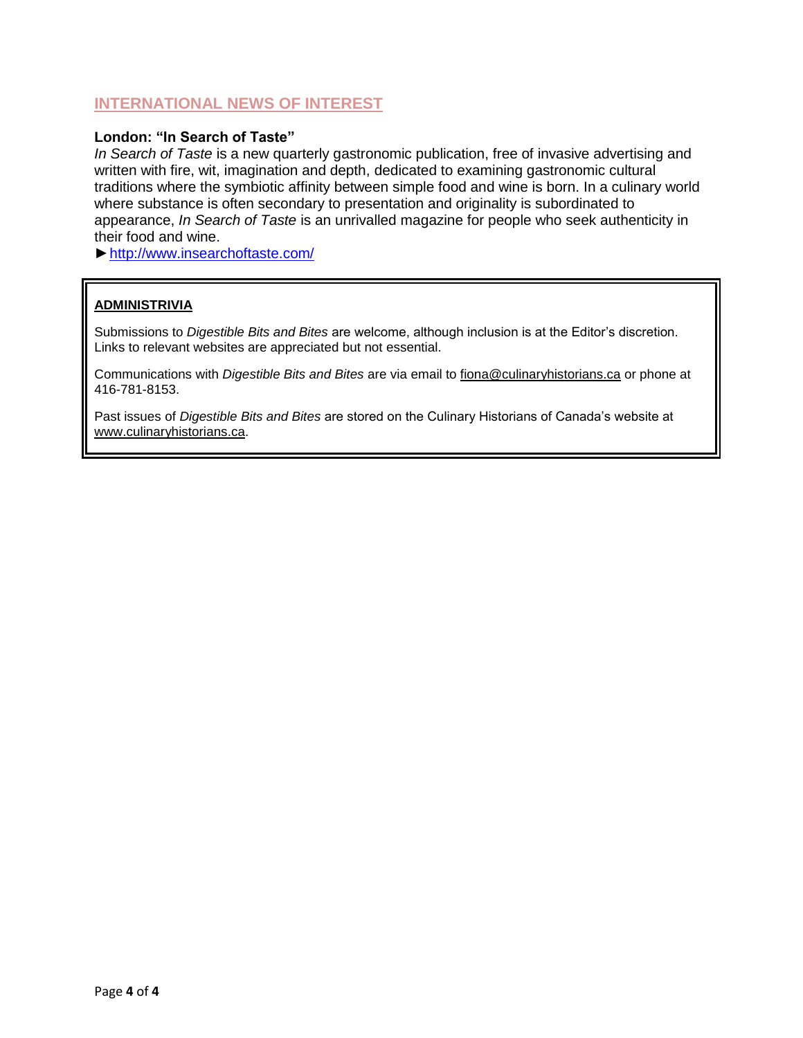## INTERNATIONAL NEWS OF INTEREST

### London: "In Search of Taste"

*In Search of Taste* is a new quarterly gastronomic publication, free of invasive advertising and written with fire, wit, imagination and depth, dedicated to examining gastronomic cultural traditions where the symbiotic affinity between simple food and wine is born. In a culinary world where substance is often secondary to presentation and originality is subordinated to appearance, *In Search of Taste* is an unrivalled magazine for people who seek authenticity in their food and wine.

►http://www.insearchoftaste.com/

---

**ADMINISTRIVIA**

Submissions to *Digestible Bits and Bites* are welcome, although inclusion is at the Editor's discretion. Links to relevant websites are appreciated but not essential.

Communications with *Digestible Bits and Bites* are via email to fiona@culinaryhistorians.ca or phone at 416-781-8153.

Past issues of *Digestible Bits and Bites* are stored on the Culinary Historians of Canada's website at www.culinaryhistorians.ca.